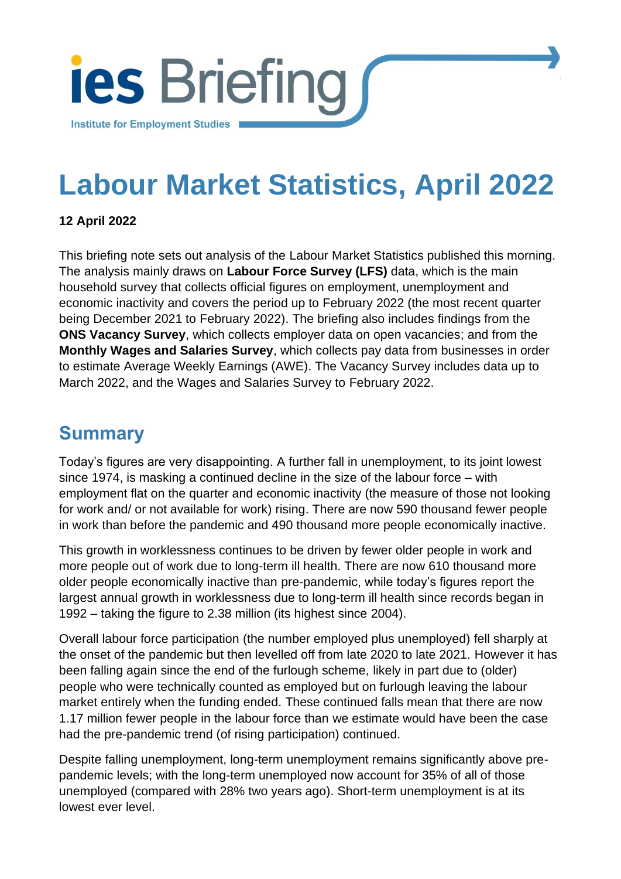ies Briefing

Institute for Employment Studies

# Labour Market Statistics, April 2022

**12 April 2022**

This briefing note sets out analysis of the Labour Market Statistics published this morning. The analysis mainly draws on **Labour Force Survey (LFS)** data, which is the main household survey that collects official figures on employment, unemployment and economic inactivity and covers the period up to February 2022 (the most recent quarter being December 2021 to February 2022). The briefing also includes findings from the **ONS Vacancy Survey**, which collects employer data on open vacancies; and from the **Monthly Wages and Salaries Survey**, which collects pay data from businesses in order to estimate Average Weekly Earnings (AWE). The Vacancy Survey includes data up to March 2022, and the Wages and Salaries Survey to February 2022.

## Summary

Today's figures are very disappointing. A further fall in unemployment, to its joint lowest since 1974, is masking a continued decline in the size of the labour force – with employment flat on the quarter and economic inactivity (the measure of those not looking for work and/ or not available for work) rising. There are now 590 thousand fewer people in work than before the pandemic and 490 thousand more people economically inactive.

This growth in worklessness continues to be driven by fewer older people in work and more people out of work due to long-term ill health. There are now 610 thousand more older people economically inactive than pre-pandemic, while today's figures report the largest annual growth in worklessness due to long-term ill health since records began in 1992 – taking the figure to 2.38 million (its highest since 2004).

Overall labour force participation (the number employed plus unemployed) fell sharply at the onset of the pandemic but then levelled off from late 2020 to late 2021. However it has been falling again since the end of the furlough scheme, likely in part due to (older) people who were technically counted as employed but on furlough leaving the labour market entirely when the funding ended. These continued falls mean that there are now 1.17 million fewer people in the labour force than we estimate would have been the case had the pre-pandemic trend (of rising participation) continued.

Despite falling unemployment, long-term unemployment remains significantly above pre-pandemic levels; with the long-term unemployed now account for 35% of all of those unemployed (compared with 28% two years ago). Short-term unemployment is at its lowest ever level.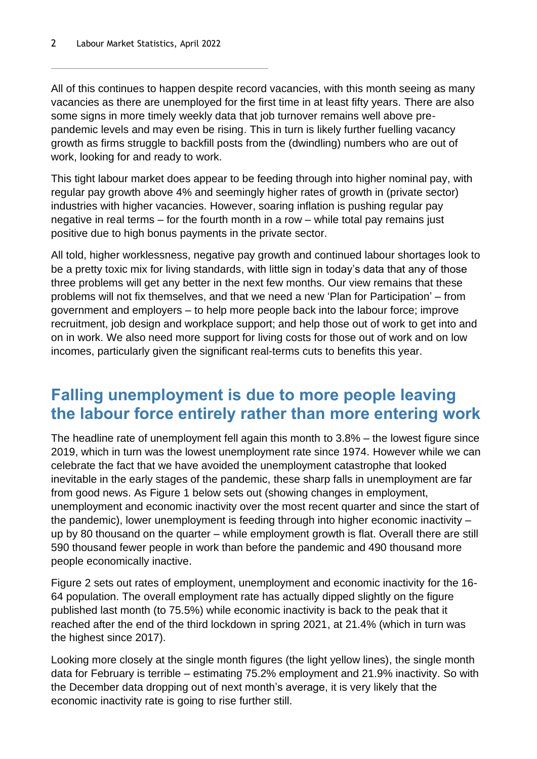All of this continues to happen despite record vacancies, with this month seeing as many vacancies as there are unemployed for the first time in at least fifty years. There are also some signs in more timely weekly data that job turnover remains well above pre-pandemic levels and may even be rising. This in turn is likely further fuelling vacancy growth as firms struggle to backfill posts from the (dwindling) numbers who are out of work, looking for and ready to work.

This tight labour market does appear to be feeding through into higher nominal pay, with regular pay growth above 4% and seemingly higher rates of growth in (private sector) industries with higher vacancies. However, soaring inflation is pushing regular pay negative in real terms – for the fourth month in a row – while total pay remains just positive due to high bonus payments in the private sector.

All told, higher worklessness, negative pay growth and continued labour shortages look to be a pretty toxic mix for living standards, with little sign in today's data that any of those three problems will get any better in the next few months. Our view remains that these problems will not fix themselves, and that we need a new 'Plan for Participation' – from government and employers – to help more people back into the labour force; improve recruitment, job design and workplace support; and help those out of work to get into and on in work. We also need more support for living costs for those out of work and on low incomes, particularly given the significant real-terms cuts to benefits this year.

## Falling unemployment is due to more people leaving the labour force entirely rather than more entering work

The headline rate of unemployment fell again this month to 3.8% – the lowest figure since 2019, which in turn was the lowest unemployment rate since 1974. However while we can celebrate the fact that we have avoided the unemployment catastrophe that looked inevitable in the early stages of the pandemic, these sharp falls in unemployment are far from good news. As Figure 1 below sets out (showing changes in employment, unemployment and economic inactivity over the most recent quarter and since the start of the pandemic), lower unemployment is feeding through into higher economic inactivity – up by 80 thousand on the quarter – while employment growth is flat. Overall there are still 590 thousand fewer people in work than before the pandemic and 490 thousand more people economically inactive.

Figure 2 sets out rates of employment, unemployment and economic inactivity for the 16-64 population. The overall employment rate has actually dipped slightly on the figure published last month (to 75.5%) while economic inactivity is back to the peak that it reached after the end of the third lockdown in spring 2021, at 21.4% (which in turn was the highest since 2017).

Looking more closely at the single month figures (the light yellow lines), the single month data for February is terrible – estimating 75.2% employment and 21.9% inactivity. So with the December data dropping out of next month's average, it is very likely that the economic inactivity rate is going to rise further still.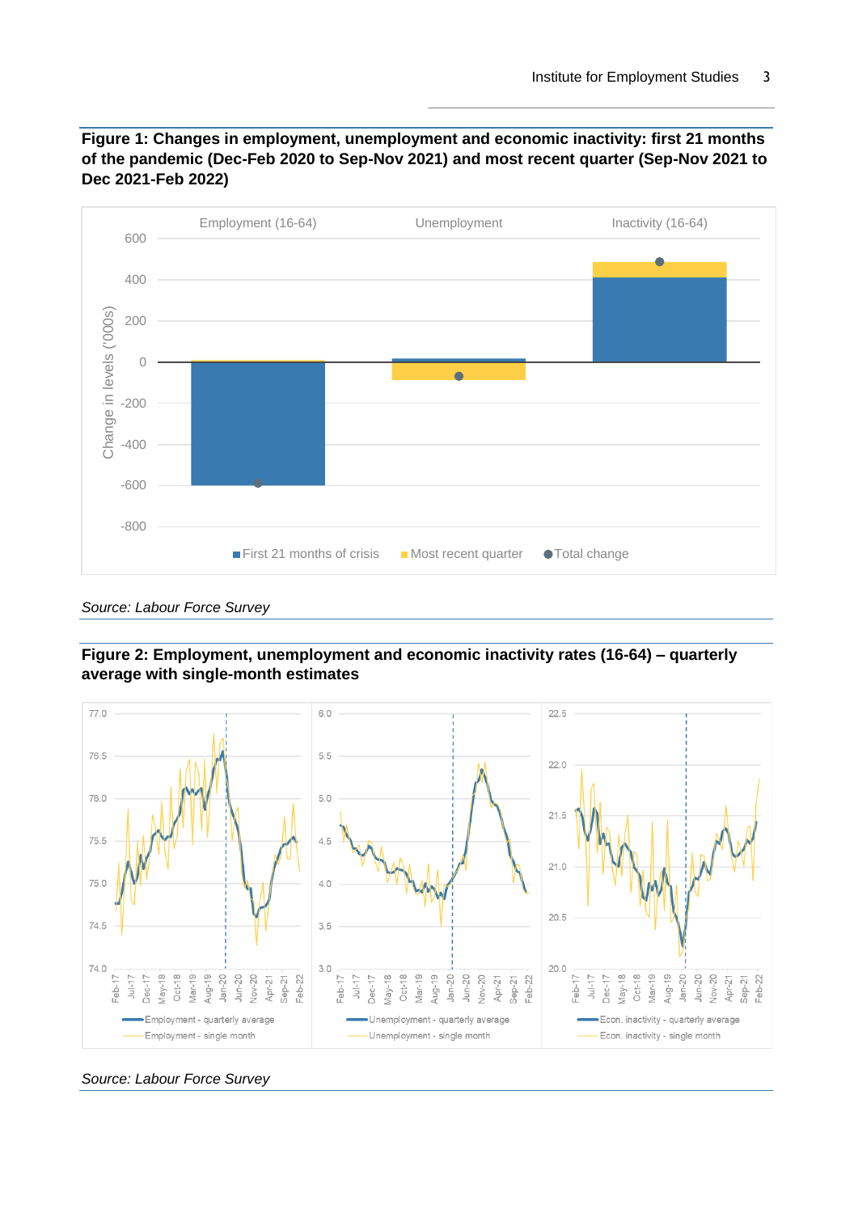**Figure 1: Changes in employment, unemployment and economic inactivity: first 21 months of the pandemic (Dec-Feb 2020 to Sep-Nov 2021) and most recent quarter (Sep-Nov 2021 to Dec 2021-Feb 2022)**

*Source: Labour Force Survey*

**Figure 2: Employment, unemployment and economic inactivity rates (16-64) – quarterly average with single-month estimates**

*Source: Labour Force Survey*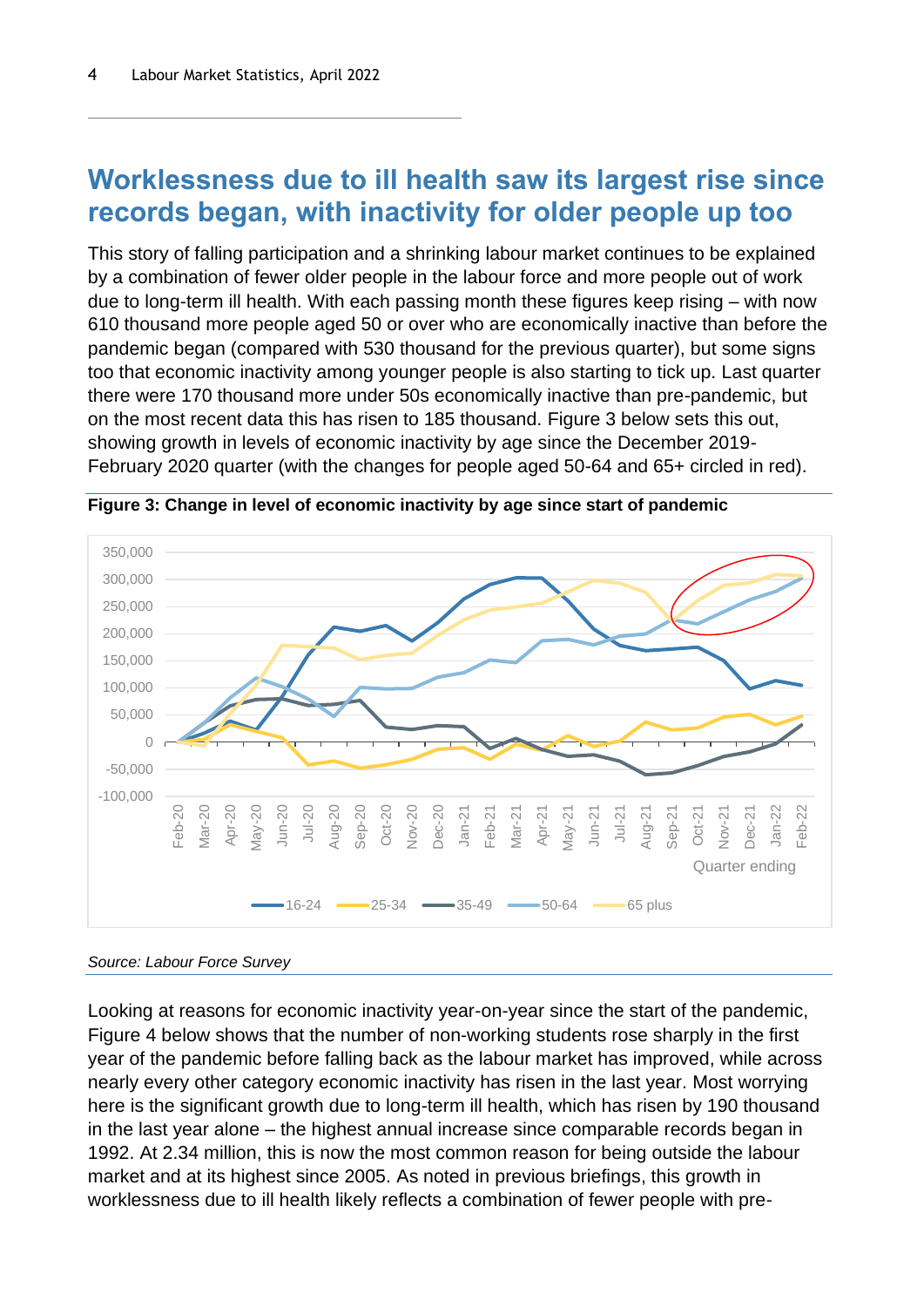## Worklessness due to ill health saw its largest rise since records began, with inactivity for older people up too

This story of falling participation and a shrinking labour market continues to be explained by a combination of fewer older people in the labour force and more people out of work due to long-term ill health. With each passing month these figures keep rising – with now 610 thousand more people aged 50 or over who are economically inactive than before the pandemic began (compared with 530 thousand for the previous quarter), but some signs too that economic inactivity among younger people is also starting to tick up. Last quarter there were 170 thousand more under 50s economically inactive than pre-pandemic, but on the most recent data this has risen to 185 thousand. Figure 3 below sets this out, showing growth in levels of economic inactivity by age since the December 2019-February 2020 quarter (with the changes for people aged 50-64 and 65+ circled in red).

**Figure 3: Change in level of economic inactivity by age since start of pandemic**

*Source: Labour Force Survey*

Looking at reasons for economic inactivity year-on-year since the start of the pandemic, Figure 4 below shows that the number of non-working students rose sharply in the first year of the pandemic before falling back as the labour market has improved, while across nearly every other category economic inactivity has risen in the last year. Most worrying here is the significant growth due to long-term ill health, which has risen by 190 thousand in the last year alone – the highest annual increase since comparable records began in 1992. At 2.34 million, this is now the most common reason for being outside the labour market and at its highest since 2005. As noted in previous briefings, this growth in worklessness due to ill health likely reflects a combination of fewer people with pre-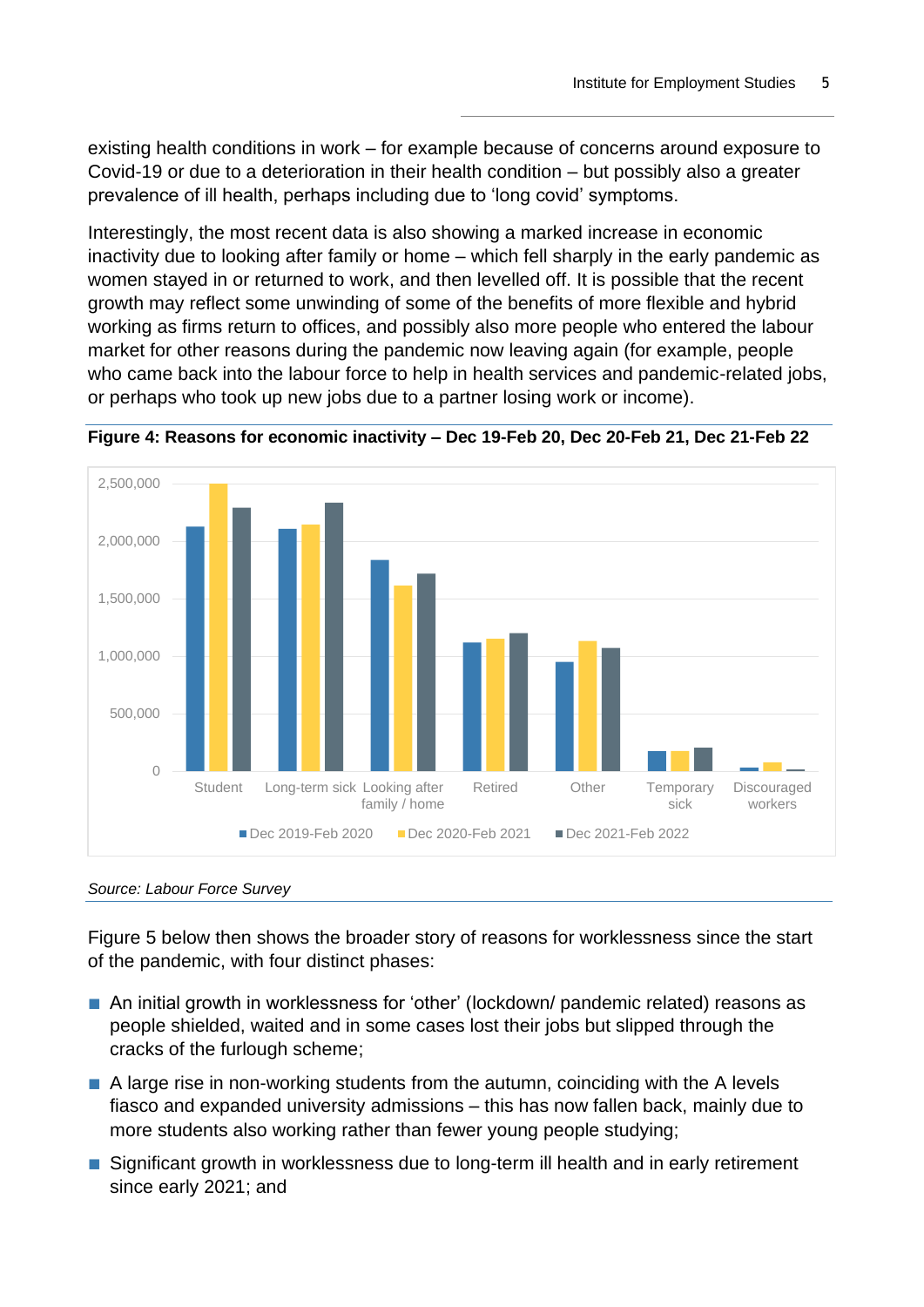existing health conditions in work – for example because of concerns around exposure to Covid-19 or due to a deterioration in their health condition – but possibly also a greater prevalence of ill health, perhaps including due to 'long covid' symptoms.

Interestingly, the most recent data is also showing a marked increase in economic inactivity due to looking after family or home – which fell sharply in the early pandemic as women stayed in or returned to work, and then levelled off. It is possible that the recent growth may reflect some unwinding of some of the benefits of more flexible and hybrid working as firms return to offices, and possibly also more people who entered the labour market for other reasons during the pandemic now leaving again (for example, people who came back into the labour force to help in health services and pandemic-related jobs, or perhaps who took up new jobs due to a partner losing work or income).

**Figure 4: Reasons for economic inactivity – Dec 19-Feb 20, Dec 20-Feb 21, Dec 21-Feb 22**

*Source: Labour Force Survey*

Figure 5 below then shows the broader story of reasons for worklessness since the start of the pandemic, with four distinct phases:

- An initial growth in worklessness for 'other' (lockdown/ pandemic related) reasons as people shielded, waited and in some cases lost their jobs but slipped through the cracks of the furlough scheme;
- A large rise in non-working students from the autumn, coinciding with the A levels fiasco and expanded university admissions – this has now fallen back, mainly due to more students also working rather than fewer young people studying;
- Significant growth in worklessness due to long-term ill health and in early retirement since early 2021; and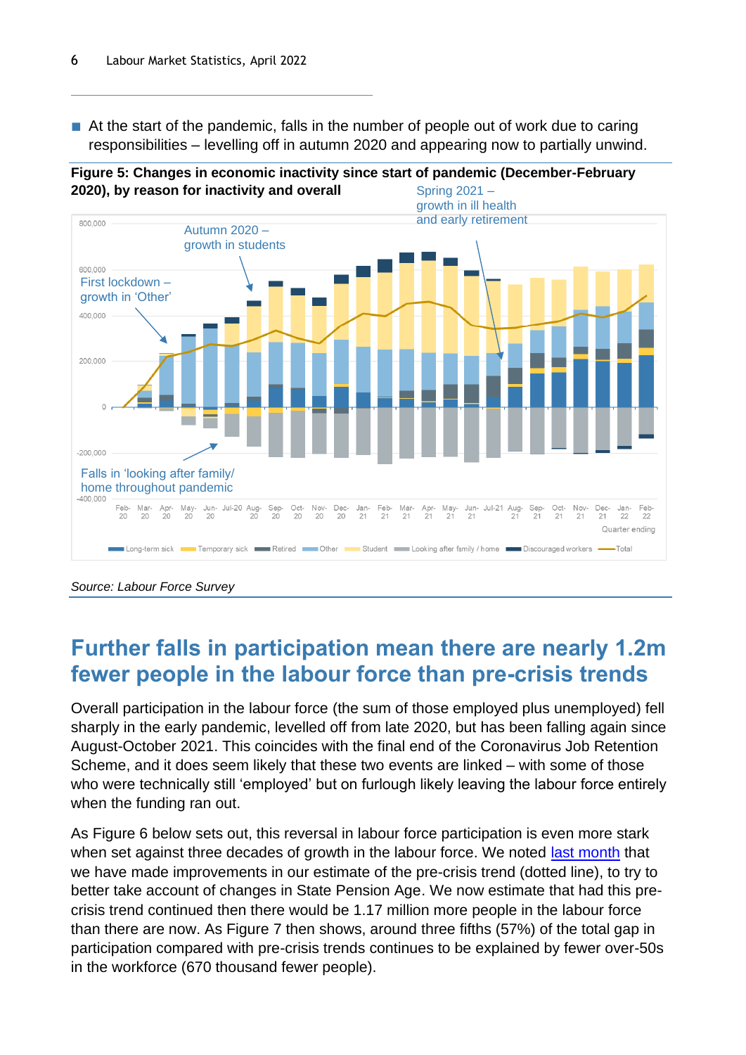- At the start of the pandemic, falls in the number of people out of work due to caring responsibilities – levelling off in autumn 2020 and appearing now to partially unwind.

**Figure 5: Changes in economic inactivity since start of pandemic (December-February 2020), by reason for inactivity and overall**

*Source: Labour Force Survey*

## Further falls in participation mean there are nearly 1.2m fewer people in the labour force than pre-crisis trends

Overall participation in the labour force (the sum of those employed plus unemployed) fell sharply in the early pandemic, levelled off from late 2020, but has been falling again since August-October 2021. This coincides with the final end of the Coronavirus Job Retention Scheme, and it does seem likely that these two events are linked – with some of those who were technically still 'employed' but on furlough likely leaving the labour force entirely when the funding ran out.

As Figure 6 below sets out, this reversal in labour force participation is even more stark when set against three decades of growth in the labour force. We noted last month that we have made improvements in our estimate of the pre-crisis trend (dotted line), to try to better take account of changes in State Pension Age. We now estimate that had this pre-crisis trend continued then there would be 1.17 million more people in the labour force than there are now. As Figure 7 then shows, around three fifths (57%) of the total gap in participation compared with pre-crisis trends continues to be explained by fewer over-50s in the workforce (670 thousand fewer people).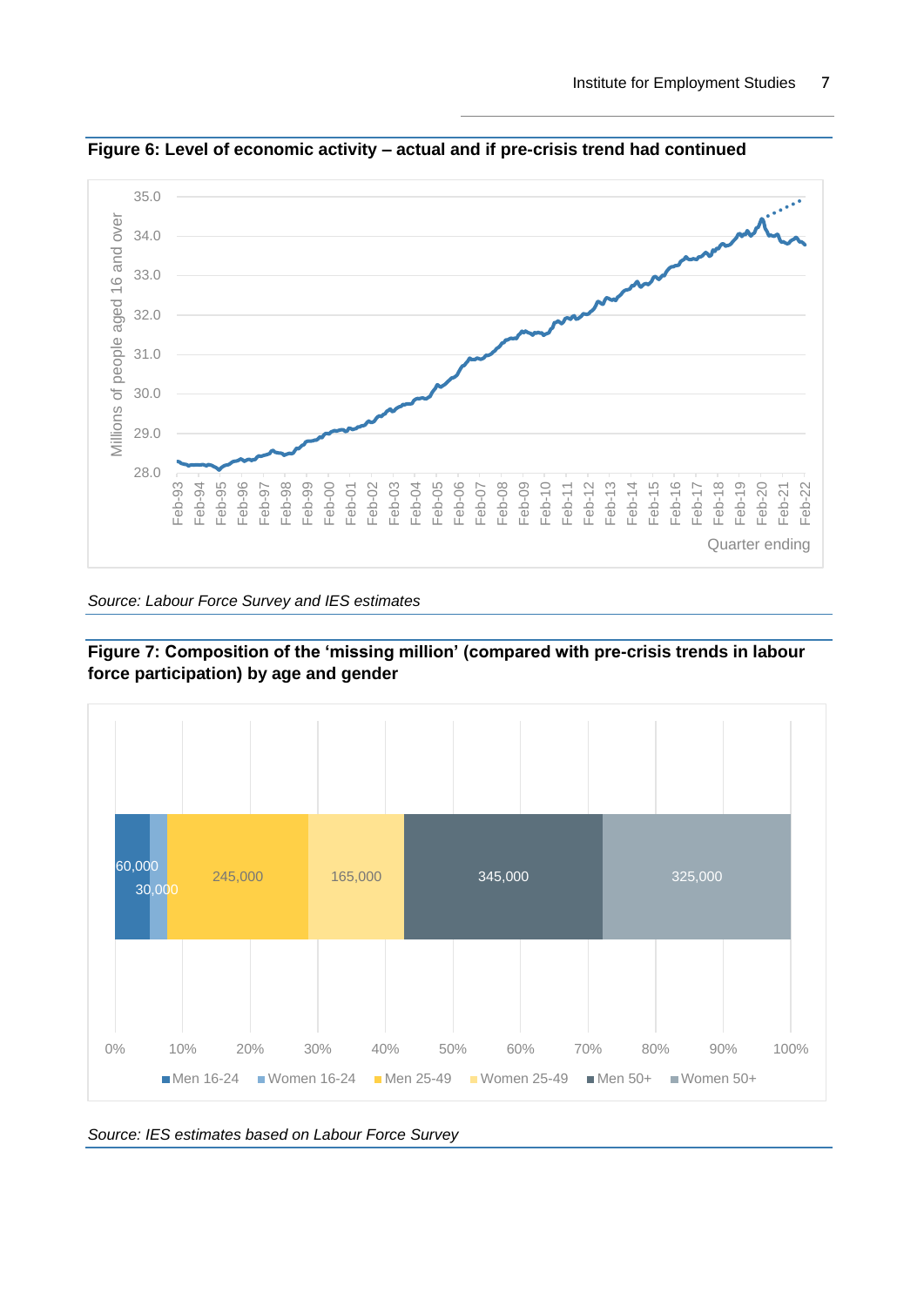**Figure 6: Level of economic activity – actual and if pre-crisis trend had continued**

*Source: Labour Force Survey and IES estimates*

**Figure 7: Composition of the 'missing million' (compared with pre-crisis trends in labour force participation) by age and gender**

*Source: IES estimates based on Labour Force Survey*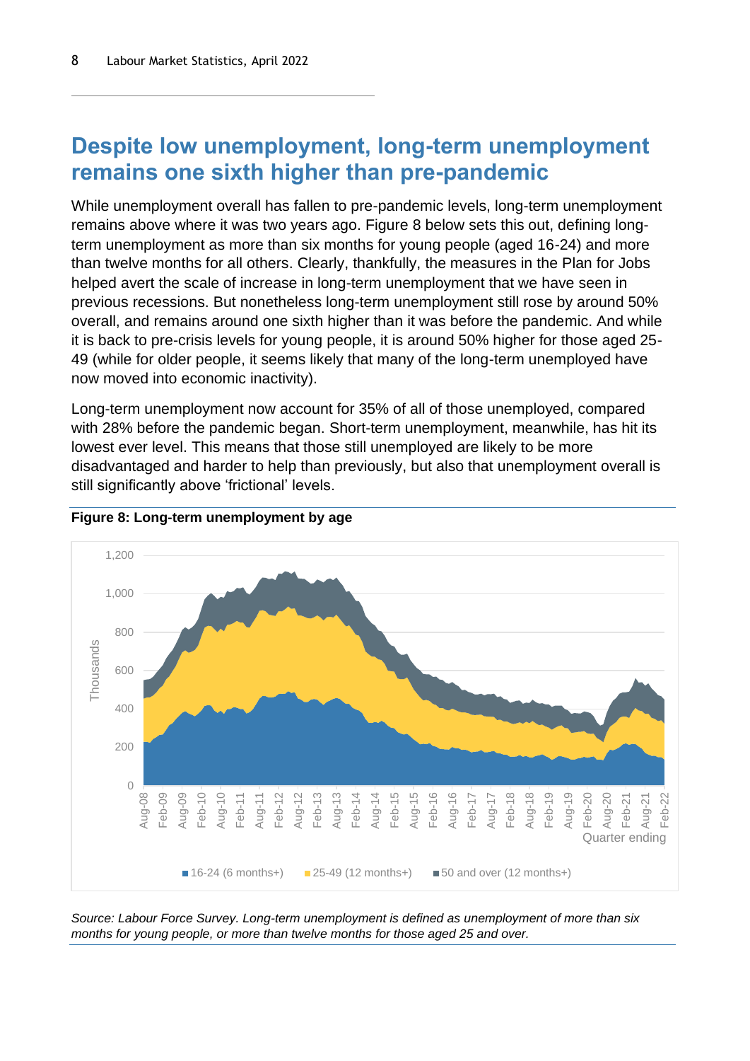## Despite low unemployment, long-term unemployment remains one sixth higher than pre-pandemic

While unemployment overall has fallen to pre-pandemic levels, long-term unemployment remains above where it was two years ago. Figure 8 below sets this out, defining long-term unemployment as more than six months for young people (aged 16-24) and more than twelve months for all others. Clearly, thankfully, the measures in the Plan for Jobs helped avert the scale of increase in long-term unemployment that we have seen in previous recessions. But nonetheless long-term unemployment still rose by around 50% overall, and remains around one sixth higher than it was before the pandemic. And while it is back to pre-crisis levels for young people, it is around 50% higher for those aged 25-49 (while for older people, it seems likely that many of the long-term unemployed have now moved into economic inactivity).

Long-term unemployment now account for 35% of all of those unemployed, compared with 28% before the pandemic began. Short-term unemployment, meanwhile, has hit its lowest ever level. This means that those still unemployed are likely to be more disadvantaged and harder to help than previously, but also that unemployment overall is still significantly above 'frictional' levels.

**Figure 8: Long-term unemployment by age**

*Source: Labour Force Survey. Long-term unemployment is defined as unemployment of more than six months for young people, or more than twelve months for those aged 25 and over.*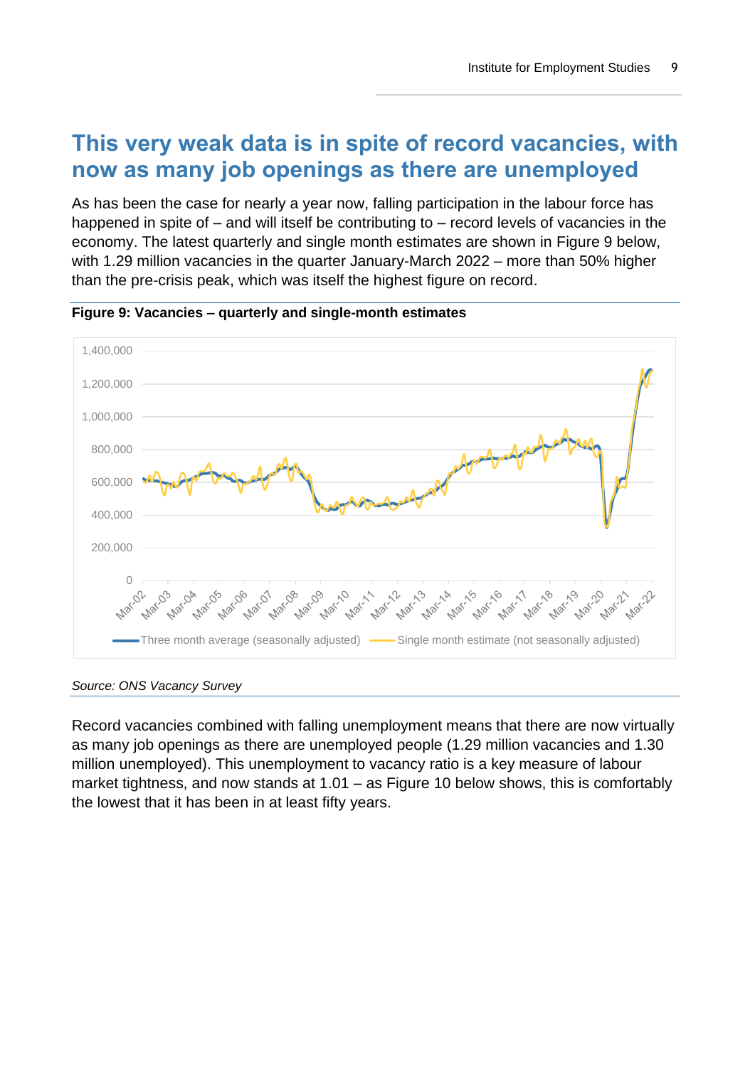## This very weak data is in spite of record vacancies, with now as many job openings as there are unemployed

As has been the case for nearly a year now, falling participation in the labour force has happened in spite of – and will itself be contributing to – record levels of vacancies in the economy. The latest quarterly and single month estimates are shown in Figure 9 below, with 1.29 million vacancies in the quarter January-March 2022 – more than 50% higher than the pre-crisis peak, which was itself the highest figure on record.

**Figure 9: Vacancies – quarterly and single-month estimates**

*Source: ONS Vacancy Survey*

Record vacancies combined with falling unemployment means that there are now virtually as many job openings as there are unemployed people (1.29 million vacancies and 1.30 million unemployed). This unemployment to vacancy ratio is a key measure of labour market tightness, and now stands at 1.01 – as Figure 10 below shows, this is comfortably the lowest that it has been in at least fifty years.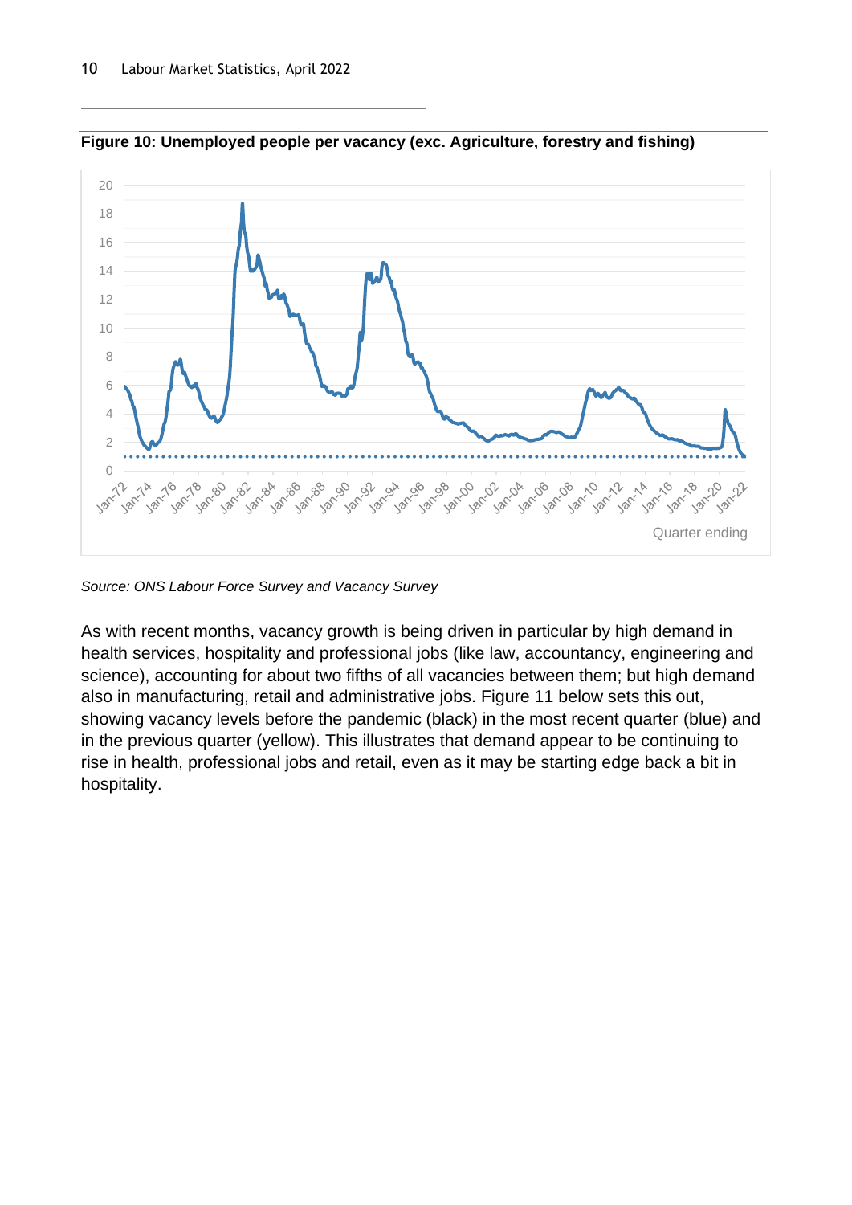**Figure 10: Unemployed people per vacancy (exc. Agriculture, forestry and fishing)**

*Source: ONS Labour Force Survey and Vacancy Survey*

As with recent months, vacancy growth is being driven in particular by high demand in health services, hospitality and professional jobs (like law, accountancy, engineering and science), accounting for about two fifths of all vacancies between them; but high demand also in manufacturing, retail and administrative jobs. Figure 11 below sets this out, showing vacancy levels before the pandemic (black) in the most recent quarter (blue) and in the previous quarter (yellow). This illustrates that demand appear to be continuing to rise in health, professional jobs and retail, even as it may be starting edge back a bit in hospitality.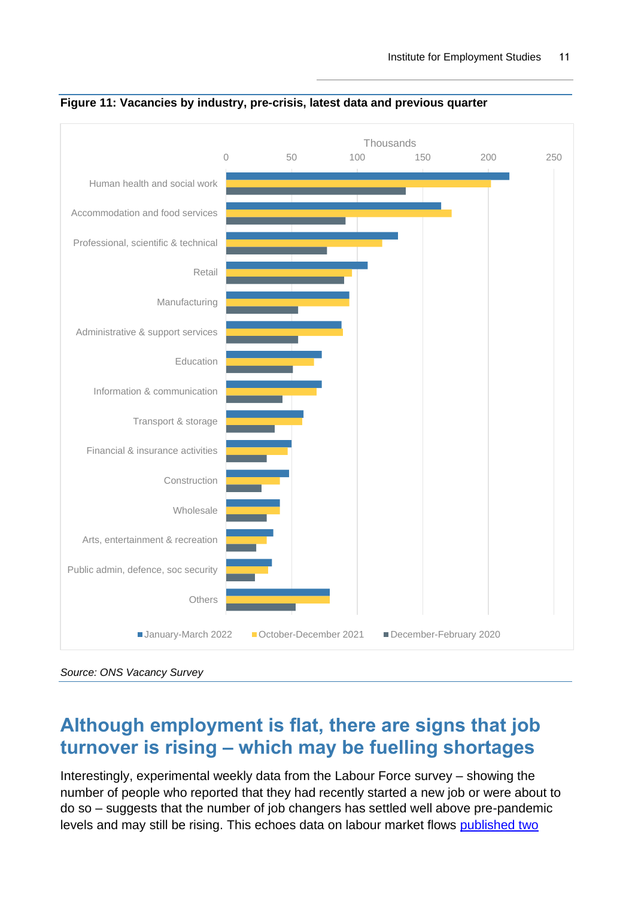**Figure 11: Vacancies by industry, pre-crisis, latest data and previous quarter**

Source: ONS Vacancy Survey

## Although employment is flat, there are signs that job turnover is rising – which may be fuelling shortages

Interestingly, experimental weekly data from the Labour Force survey – showing the number of people who reported that they had recently started a new job or were about to do so – suggests that the number of job changers has settled well above pre-pandemic levels and may still be rising. This echoes data on labour market flows published two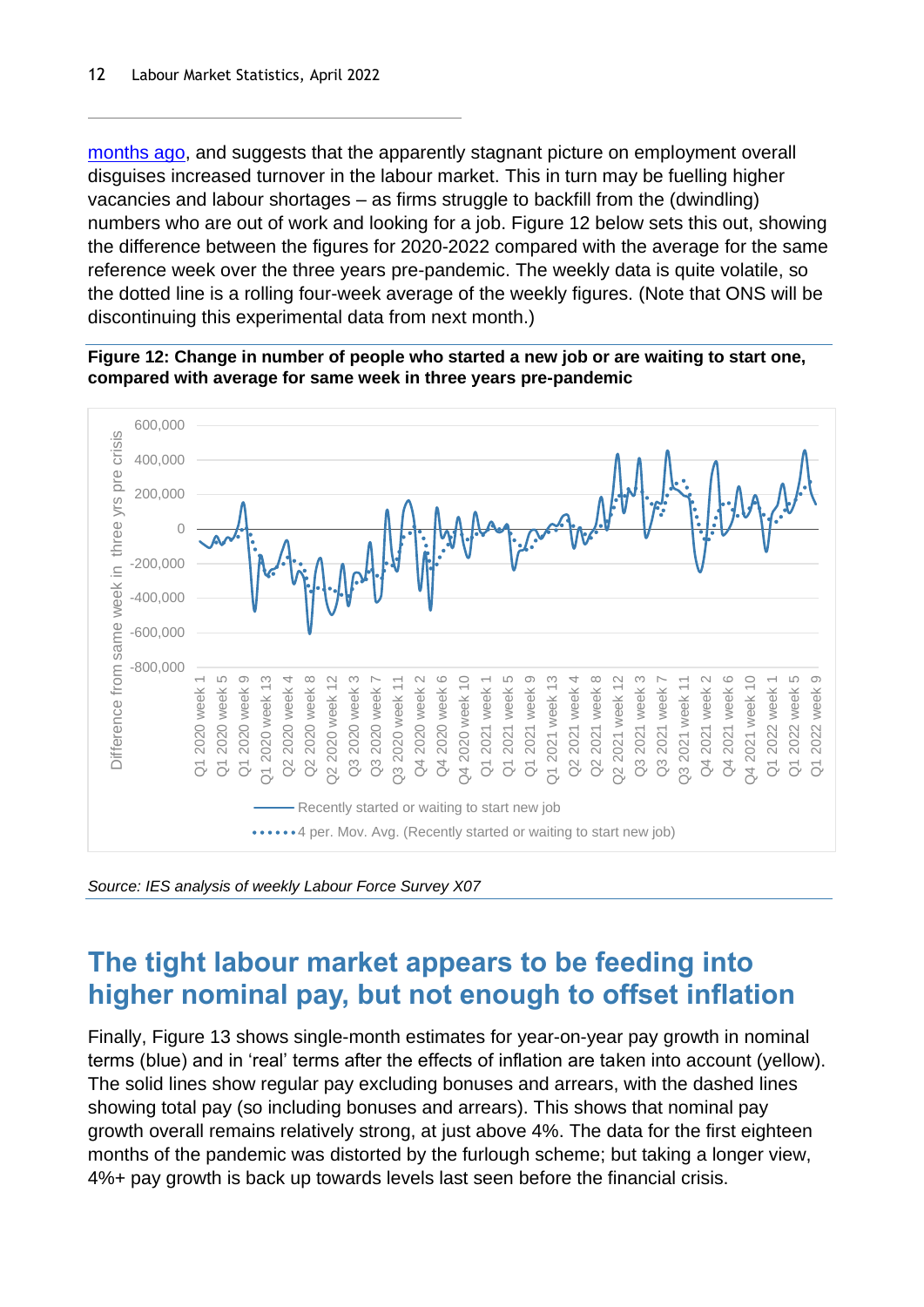[months ago](), and suggests that the apparently stagnant picture on employment overall disguises increased turnover in the labour market. This in turn may be fuelling higher vacancies and labour shortages – as firms struggle to backfill from the (dwindling) numbers who are out of work and looking for a job. Figure 12 below sets this out, showing the difference between the figures for 2020-2022 compared with the average for the same reference week over the three years pre-pandemic. The weekly data is quite volatile, so the dotted line is a rolling four-week average of the weekly figures. (Note that ONS will be discontinuing this experimental data from next month.)

**Figure 12: Change in number of people who started a new job or are waiting to start one, compared with average for same week in three years pre-pandemic**

*Source: IES analysis of weekly Labour Force Survey X07*

## The tight labour market appears to be feeding into higher nominal pay, but not enough to offset inflation

Finally, Figure 13 shows single-month estimates for year-on-year pay growth in nominal terms (blue) and in 'real' terms after the effects of inflation are taken into account (yellow). The solid lines show regular pay excluding bonuses and arrears, with the dashed lines showing total pay (so including bonuses and arrears). This shows that nominal pay growth overall remains relatively strong, at just above 4%. The data for the first eighteen months of the pandemic was distorted by the furlough scheme; but taking a longer view, 4%+ pay growth is back up towards levels last seen before the financial crisis.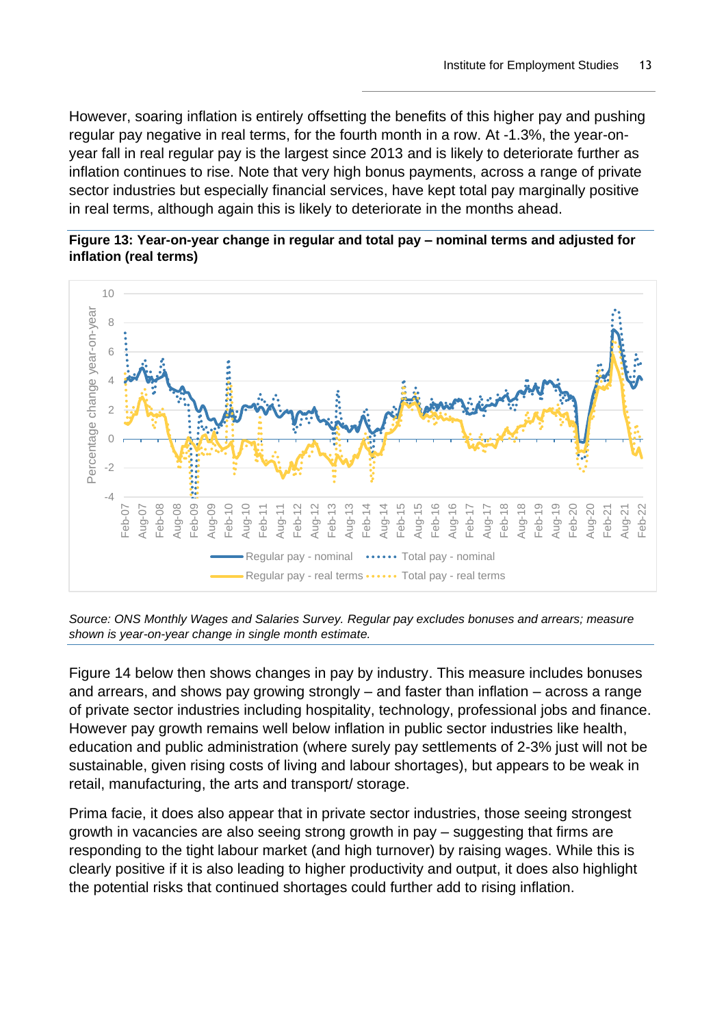However, soaring inflation is entirely offsetting the benefits of this higher pay and pushing regular pay negative in real terms, for the fourth month in a row. At -1.3%, the year-on-year fall in real regular pay is the largest since 2013 and is likely to deteriorate further as inflation continues to rise. Note that very high bonus payments, across a range of private sector industries but especially financial services, have kept total pay marginally positive in real terms, although again this is likely to deteriorate in the months ahead.

**Figure 13: Year-on-year change in regular and total pay – nominal terms and adjusted for inflation (real terms)**

*Source: ONS Monthly Wages and Salaries Survey. Regular pay excludes bonuses and arrears; measure shown is year-on-year change in single month estimate.*

Figure 14 below then shows changes in pay by industry. This measure includes bonuses and arrears, and shows pay growing strongly – and faster than inflation – across a range of private sector industries including hospitality, technology, professional jobs and finance. However pay growth remains well below inflation in public sector industries like health, education and public administration (where surely pay settlements of 2-3% just will not be sustainable, given rising costs of living and labour shortages), but appears to be weak in retail, manufacturing, the arts and transport/ storage.

Prima facie, it does also appear that in private sector industries, those seeing strongest growth in vacancies are also seeing strong growth in pay – suggesting that firms are responding to the tight labour market (and high turnover) by raising wages. While this is clearly positive if it is also leading to higher productivity and output, it does also highlight the potential risks that continued shortages could further add to rising inflation.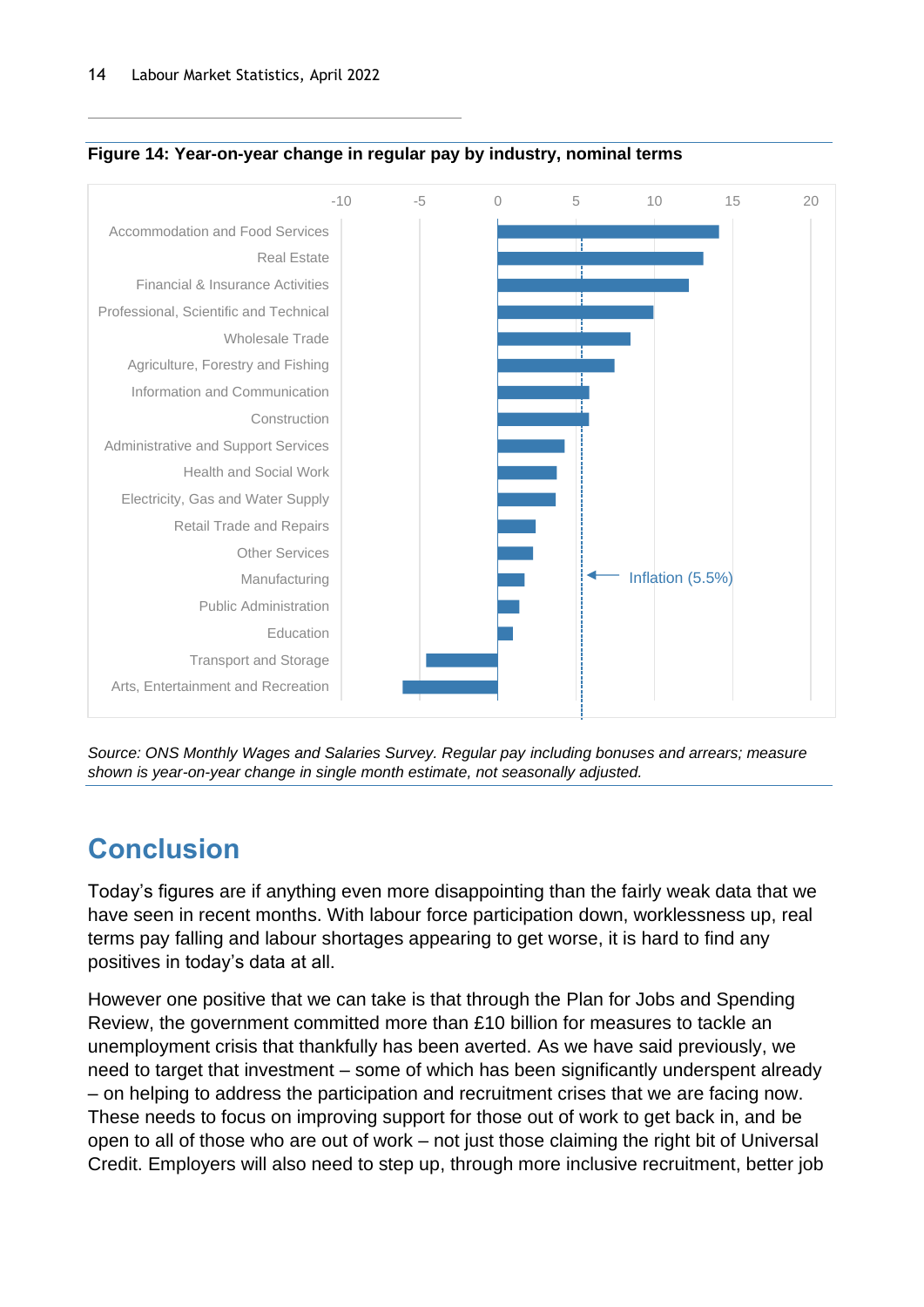**Figure 14: Year-on-year change in regular pay by industry, nominal terms**

| Industry |
|---|
| Accommodation and Food Services |
| Real Estate |
| Financial & Insurance Activities |
| Professional, Scientific and Technical |
| Wholesale Trade |
| Agriculture, Forestry and Fishing |
| Information and Communication |
| Construction |
| Administrative and Support Services |
| Health and Social Work |
| Electricity, Gas and Water Supply |
| Retail Trade and Repairs |
| Other Services |
| Manufacturing |
| Public Administration |
| Education |
| Transport and Storage |
| Arts, Entertainment and Recreation |

Inflation (5.5%)

*Source: ONS Monthly Wages and Salaries Survey. Regular pay including bonuses and arrears; measure shown is year-on-year change in single month estimate, not seasonally adjusted.*

## Conclusion

Today's figures are if anything even more disappointing than the fairly weak data that we have seen in recent months. With labour force participation down, worklessness up, real terms pay falling and labour shortages appearing to get worse, it is hard to find any positives in today's data at all.

However one positive that we can take is that through the Plan for Jobs and Spending Review, the government committed more than £10 billion for measures to tackle an unemployment crisis that thankfully has been averted. As we have said previously, we need to target that investment – some of which has been significantly underspent already – on helping to address the participation and recruitment crises that we are facing now. These needs to focus on improving support for those out of work to get back in, and be open to all of those who are out of work – not just those claiming the right bit of Universal Credit. Employers will also need to step up, through more inclusive recruitment, better job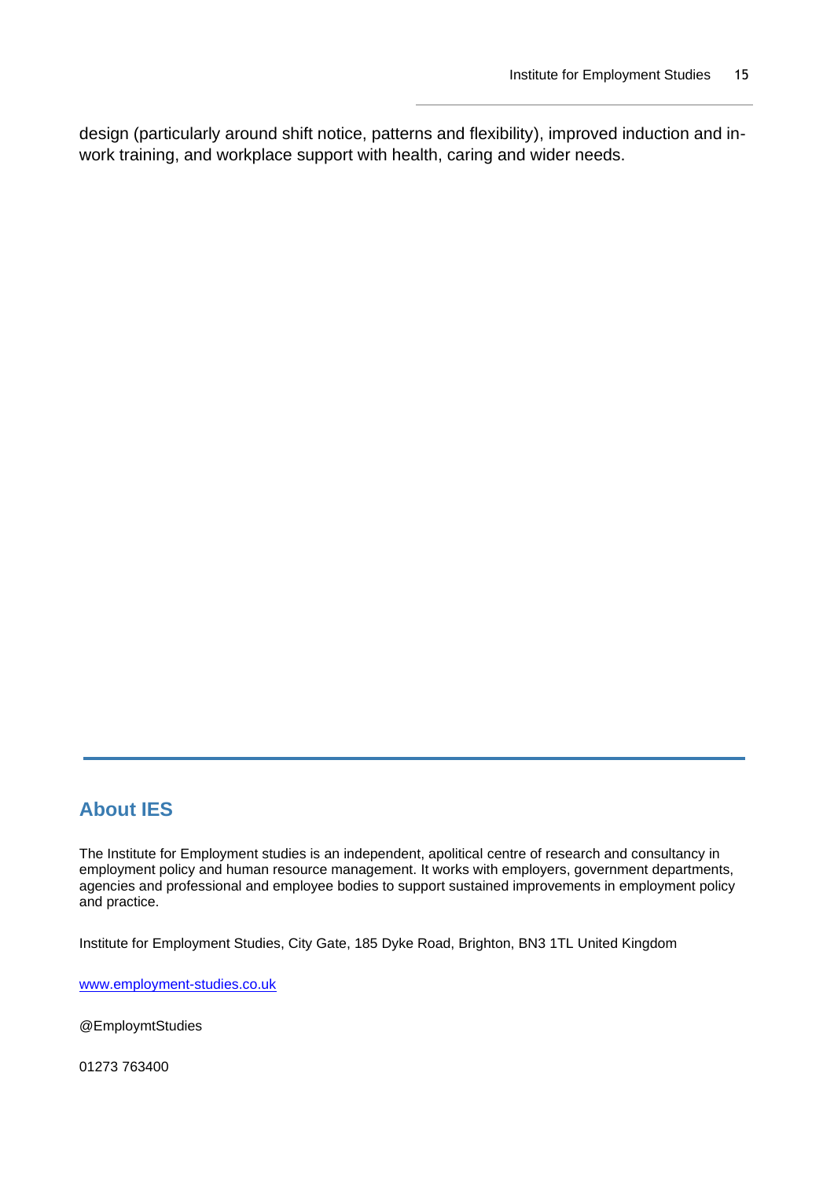design (particularly around shift notice, patterns and flexibility), improved induction and in-work training, and workplace support with health, caring and wider needs.

---

## About IES

The Institute for Employment studies is an independent, apolitical centre of research and consultancy in employment policy and human resource management. It works with employers, government departments, agencies and professional and employee bodies to support sustained improvements in employment policy and practice.

Institute for Employment Studies, City Gate, 185 Dyke Road, Brighton, BN3 1TL United Kingdom

www.employment-studies.co.uk

@EmploymtStudies

01273 763400